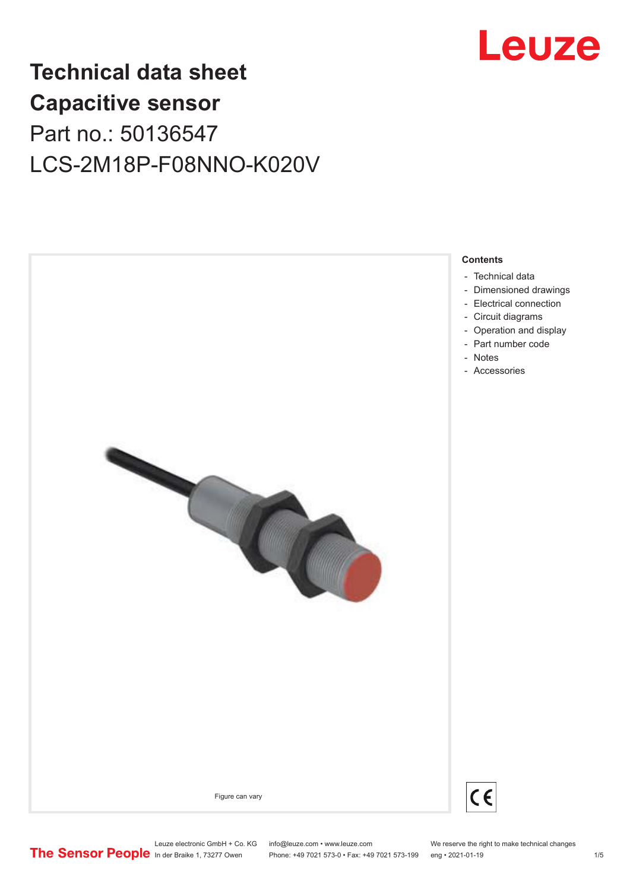# Technical data sheet
# Capacitive sensor
## Part no.: 50136547
## LCS-2M18P-F08NNO-K020V

Figure can vary

**Contents**

- Technical data
- Dimensioned drawings
- Electrical connection
- Circuit diagrams
- Operation and display
- Part number code
- Notes
- Accessories

Leuze electronic GmbH + Co. KG
In der Braike 1, 73277 Owen

info@leuze.com • www.leuze.com
Phone: +49 7021 573-0 • Fax: +49 7021 573-199

We reserve the right to make technical changes
eng • 2021-01-19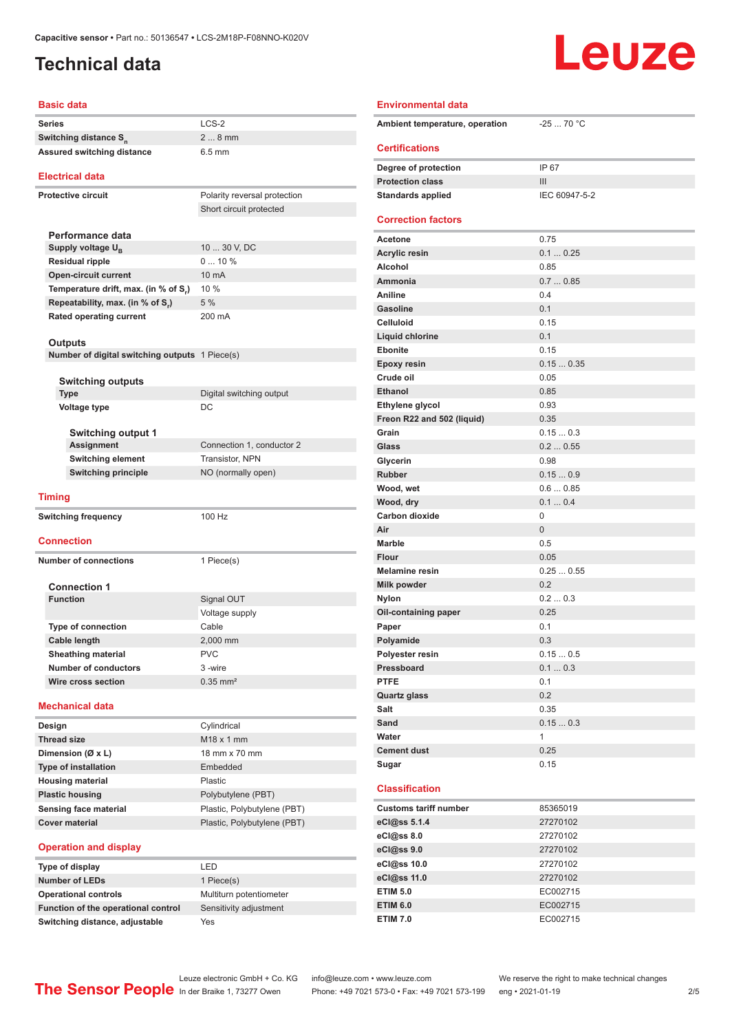Capacitive sensor • Part no.: 50136547 • LCS-2M18P-F08NNO-K020V

# Technical data

## Basic data

| | |
|---|---|
| Series | LCS-2 |
| Switching distance $S_n$ | 2 ... 8 mm |
| Assured switching distance | 6.5 mm |

## Electrical data

| | |
|---|---|
| Protective circuit | Polarity reversal protection |
| | Short circuit protected |

### Performance data

| | |
|---|---|
| Supply voltage $U_B$ | 10 ... 30 V, DC |
| Residual ripple | 0 ... 10 % |
| Open-circuit current | 10 mA |
| Temperature drift, max. (in % of $S_r$) | 10 % |
| Repeatability, max. (in % of $S_r$) | 5 % |
| Rated operating current | 200 mA |

### Outputs

| | |
|---|---|
| Number of digital switching outputs | 1 Piece(s) |

#### Switching outputs

| | |
|---|---|
| Type | Digital switching output |
| Voltage type | DC |

##### Switching output 1

| | |
|---|---|
| Assignment | Connection 1, conductor 2 |
| Switching element | Transistor, NPN |
| Switching principle | NO (normally open) |

## Timing

| | |
|---|---|
| Switching frequency | 100 Hz |

## Connection

| | |
|---|---|
| Number of connections | 1 Piece(s) |

### Connection 1

| | |
|---|---|
| Function | Signal OUT |
| | Voltage supply |
| Type of connection | Cable |
| Cable length | 2,000 mm |
| Sheathing material | PVC |
| Number of conductors | 3 -wire |
| Wire cross section | 0.35 mm² |

## Mechanical data

| | |
|---|---|
| Design | Cylindrical |
| Thread size | M18 x 1 mm |
| Dimension (Ø x L) | 18 mm x 70 mm |
| Type of installation | Embedded |
| Housing material | Plastic |
| Plastic housing | Polybutylene (PBT) |
| Sensing face material | Plastic, Polybutylene (PBT) |
| Cover material | Plastic, Polybutylene (PBT) |

## Operation and display

| | |
|---|---|
| Type of display | LED |
| Number of LEDs | 1 Piece(s) |
| Operational controls | Multiturn potentiometer |
| Function of the operational control | Sensitivity adjustment |
| Switching distance, adjustable | Yes |

## Environmental data

| | |
|---|---|
| Ambient temperature, operation | -25 ... 70 °C |

## Certifications

| | |
|---|---|
| Degree of protection | IP 67 |
| Protection class | III |
| Standards applied | IEC 60947-5-2 |

## Correction factors

| | |
|---|---|
| Acetone | 0.75 |
| Acrylic resin | 0.1 ... 0.25 |
| Alcohol | 0.85 |
| Ammonia | 0.7 ... 0.85 |
| Aniline | 0.4 |
| Gasoline | 0.1 |
| Celluloid | 0.15 |
| Liquid chlorine | 0.1 |
| Ebonite | 0.15 |
| Epoxy resin | 0.15 ... 0.35 |
| Crude oil | 0.05 |
| Ethanol | 0.85 |
| Ethylene glycol | 0.93 |
| Freon R22 and 502 (liquid) | 0.35 |
| Grain | 0.15 ... 0.3 |
| Glass | 0.2 ... 0.55 |
| Glycerin | 0.98 |
| Rubber | 0.15 ... 0.9 |
| Wood, wet | 0.6 ... 0.85 |
| Wood, dry | 0.1 ... 0.4 |
| Carbon dioxide | 0 |
| Air | 0 |
| Marble | 0.5 |
| Flour | 0.05 |
| Melamine resin | 0.25 ... 0.55 |
| Milk powder | 0.2 |
| Nylon | 0.2 ... 0.3 |
| Oil-containing paper | 0.25 |
| Paper | 0.1 |
| Polyamide | 0.3 |
| Polyester resin | 0.15 ... 0.5 |
| Pressboard | 0.1 ... 0.3 |
| PTFE | 0.1 |
| Quartz glass | 0.2 |
| Salt | 0.35 |
| Sand | 0.15 ... 0.3 |
| Water | 1 |
| Cement dust | 0.25 |
| Sugar | 0.15 |

## Classification

| | |
|---|---|
| Customs tariff number | 85365019 |
| eCl@ss 5.1.4 | 27270102 |
| eCl@ss 8.0 | 27270102 |
| eCl@ss 9.0 | 27270102 |
| eCl@ss 10.0 | 27270102 |
| eCl@ss 11.0 | 27270102 |
| ETIM 5.0 | EC002715 |
| ETIM 6.0 | EC002715 |
| ETIM 7.0 | EC002715 |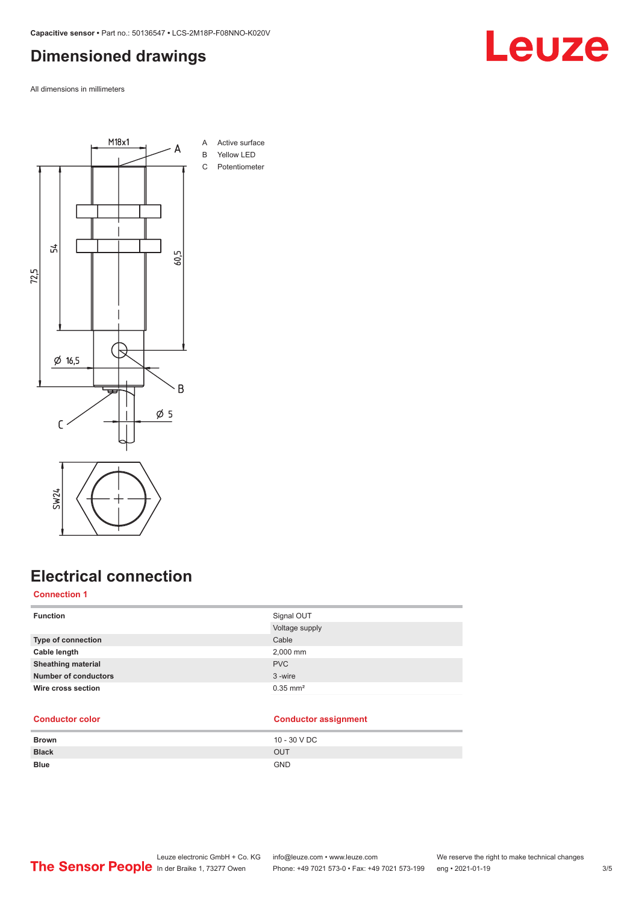# Dimensioned drawings

All dimensions in millimeters

A Active surface
B Yellow LED
C Potentiometer

# Electrical connection

## Connection 1

| | |
|---|---|
| **Function** | Signal OUT |
| | Voltage supply |
| **Type of connection** | Cable |
| **Cable length** | 2,000 mm |
| **Sheathing material** | PVC |
| **Number of conductors** | 3 -wire |
| **Wire cross section** | 0.35 mm² |

| Conductor color | Conductor assignment |
|---|---|
| **Brown** | 10 - 30 V DC |
| **Black** | OUT |
| **Blue** | GND |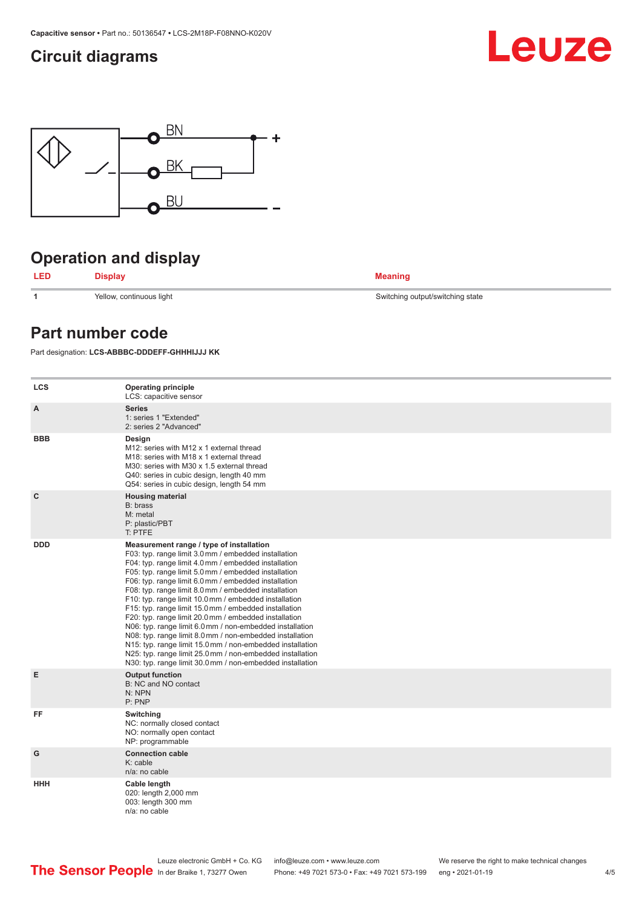## Circuit diagrams

BN +

BK

BU –

## Operation and display

| LED | Display | Meaning |
| --- | --- | --- |
| 1 | Yellow, continuous light | Switching output/switching state |

## Part number code

Part designation: **LCS-ABBBC-DDDEFF-GHHHIJJJ KK**

| | |
| --- | --- |
| LCS | **Operating principle**<br>LCS: capacitive sensor |
| A | **Series**<br>1: series 1 "Extended"<br>2: series 2 "Advanced" |
| BBB | **Design**<br>M12: series with M12 x 1 external thread<br>M18: series with M18 x 1 external thread<br>M30: series with M30 x 1.5 external thread<br>Q40: series in cubic design, length 40 mm<br>Q54: series in cubic design, length 54 mm |
| C | **Housing material**<br>B: brass<br>M: metal<br>P: plastic/PBT<br>T: PTFE |
| DDD | **Measurement range / type of installation**<br>F03: typ. range limit 3.0 mm / embedded installation<br>F04: typ. range limit 4.0 mm / embedded installation<br>F05: typ. range limit 5.0 mm / embedded installation<br>F06: typ. range limit 6.0 mm / embedded installation<br>F08: typ. range limit 8.0 mm / embedded installation<br>F10: typ. range limit 10.0 mm / embedded installation<br>F15: typ. range limit 15.0 mm / embedded installation<br>F20: typ. range limit 20.0 mm / embedded installation<br>N06: typ. range limit 6.0 mm / non-embedded installation<br>N08: typ. range limit 8.0 mm / non-embedded installation<br>N15: typ. range limit 15.0 mm / non-embedded installation<br>N25: typ. range limit 25.0 mm / non-embedded installation<br>N30: typ. range limit 30.0 mm / non-embedded installation |
| E | **Output function**<br>B: NC and NO contact<br>N: NPN<br>P: PNP |
| FF | **Switching**<br>NC: normally closed contact<br>NO: normally open contact<br>NP: programmable |
| G | **Connection cable**<br>K: cable<br>n/a: no cable |
| HHH | **Cable length**<br>020: length 2,000 mm<br>003: length 300 mm<br>n/a: no cable |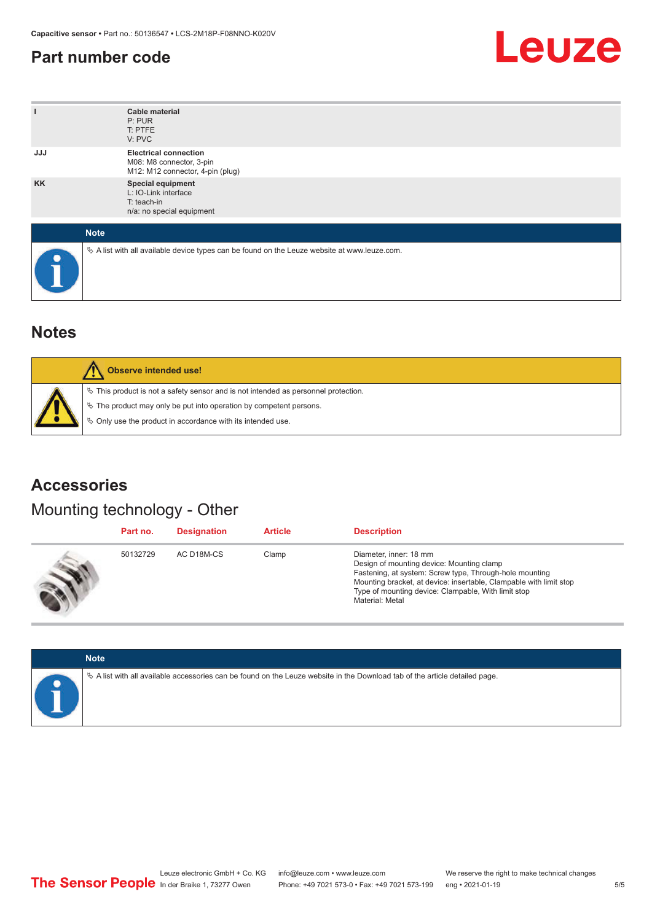## Part number code

| | |
|---|---|
| **I** | **Cable material**<br>P: PUR<br>T: PTFE<br>V: PVC |
| **JJJ** | **Electrical connection**<br>M08: M8 connector, 3-pin<br>M12: M12 connector, 4-pin (plug) |
| **KK** | **Special equipment**<br>L: IO-Link interface<br>T: teach-in<br>n/a: no special equipment |

**Note**

- A list with all available device types can be found on the Leuze website at www.leuze.com.

## Notes

**Observe intended use!**

- This product is not a safety sensor and is not intended as personnel protection.
- The product may only be put into operation by competent persons.
- Only use the product in accordance with its intended use.

## Accessories

### Mounting technology - Other

| Part no. | Designation | Article | Description |
|---|---|---|---|
| 50132729 | AC D18M-CS | Clamp | Diameter, inner: 18 mm<br>Design of mounting device: Mounting clamp<br>Fastening, at system: Screw type, Through-hole mounting<br>Mounting bracket, at device: insertable, Clampable with limit stop<br>Type of mounting device: Clampable, With limit stop<br>Material: Metal |

**Note**

- A list with all available accessories can be found on the Leuze website in the Download tab of the article detailed page.